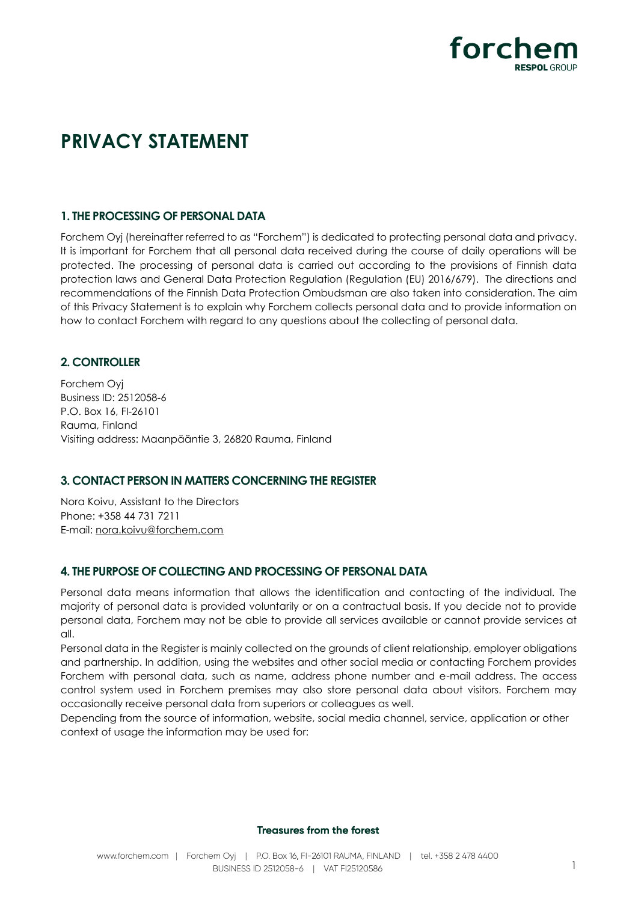# PRIVACY STATEMENT

## 1. THE PROCESSING OF PERSONAL DATA

Forchem Oyj (hereinafter referred to as "Forchem") is dedicated to protecting personal data and privacy. It is important for Forchem that all personal data received during the course of daily operations will be protected. The processing of personal data is carried out according to the provisions of Finnish data protection laws and General Data Protection Regulation (Regulation (EU) 2016/679). The directions and recommendations of the Finnish Data Protection Ombudsman are also taken into consideration. The aim of this Privacy Statement is to explain why Forchem collects personal data and to provide information on how to contact Forchem with regard to any questions about the collecting of personal data.

## 2. CONTROLLER

Forchem Oyj
Business ID: 2512058-6
P.O. Box 16, FI-26101
Rauma, Finland
Visiting address: Maanpääntie 3, 26820 Rauma, Finland

## 3. CONTACT PERSON IN MATTERS CONCERNING THE REGISTER

Nora Koivu, Assistant to the Directors
Phone: +358 44 731 7211
E-mail: nora.koivu@forchem.com

## 4. THE PURPOSE OF COLLECTING AND PROCESSING OF PERSONAL DATA

Personal data means information that allows the identification and contacting of the individual. The majority of personal data is provided voluntarily or on a contractual basis. If you decide not to provide personal data, Forchem may not be able to provide all services available or cannot provide services at all.

Personal data in the Register is mainly collected on the grounds of client relationship, employer obligations and partnership. In addition, using the websites and other social media or contacting Forchem provides Forchem with personal data, such as name, address phone number and e-mail address. The access control system used in Forchem premises may also store personal data about visitors. Forchem may occasionally receive personal data from superiors or colleagues as well.

Depending from the source of information, website, social media channel, service, application or other context of usage the information may be used for: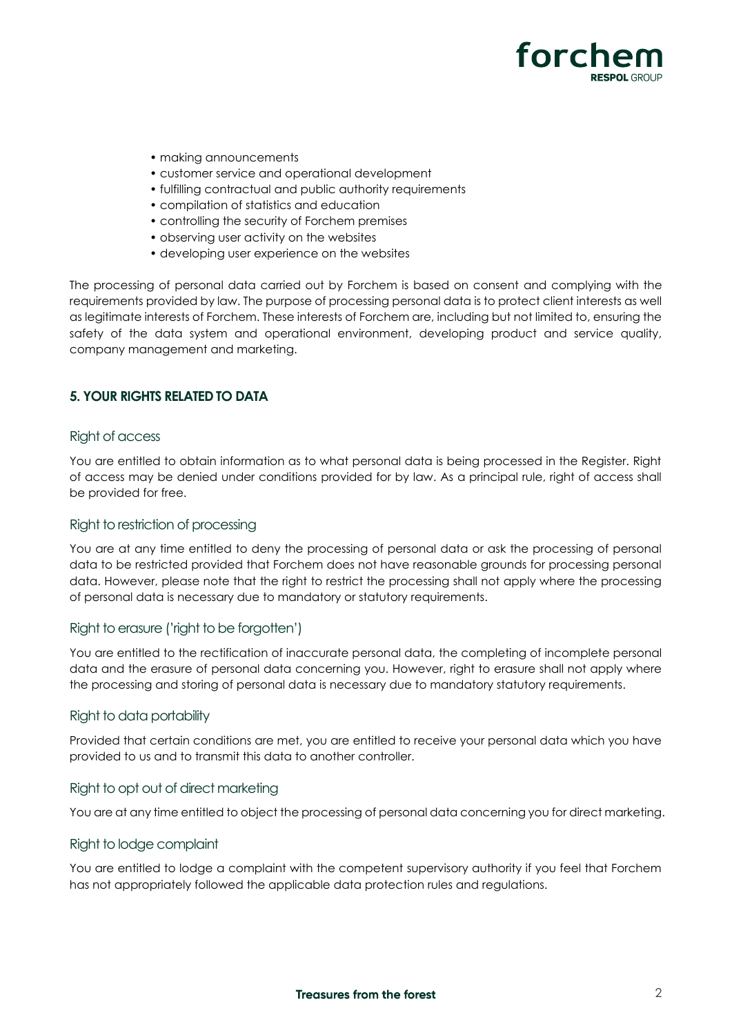- making announcements
- customer service and operational development
- fulfilling contractual and public authority requirements
- compilation of statistics and education
- controlling the security of Forchem premises
- observing user activity on the websites
- developing user experience on the websites

The processing of personal data carried out by Forchem is based on consent and complying with the requirements provided by law. The purpose of processing personal data is to protect client interests as well as legitimate interests of Forchem. These interests of Forchem are, including but not limited to, ensuring the safety of the data system and operational environment, developing product and service quality, company management and marketing.

## 5. YOUR RIGHTS RELATED TO DATA

### Right of access

You are entitled to obtain information as to what personal data is being processed in the Register. Right of access may be denied under conditions provided for by law. As a principal rule, right of access shall be provided for free.

### Right to restriction of processing

You are at any time entitled to deny the processing of personal data or ask the processing of personal data to be restricted provided that Forchem does not have reasonable grounds for processing personal data. However, please note that the right to restrict the processing shall not apply where the processing of personal data is necessary due to mandatory or statutory requirements.

### Right to erasure ('right to be forgotten')

You are entitled to the rectification of inaccurate personal data, the completing of incomplete personal data and the erasure of personal data concerning you. However, right to erasure shall not apply where the processing and storing of personal data is necessary due to mandatory statutory requirements.

### Right to data portability

Provided that certain conditions are met, you are entitled to receive your personal data which you have provided to us and to transmit this data to another controller.

### Right to opt out of direct marketing

You are at any time entitled to object the processing of personal data concerning you for direct marketing.

### Right to lodge complaint

You are entitled to lodge a complaint with the competent supervisory authority if you feel that Forchem has not appropriately followed the applicable data protection rules and regulations.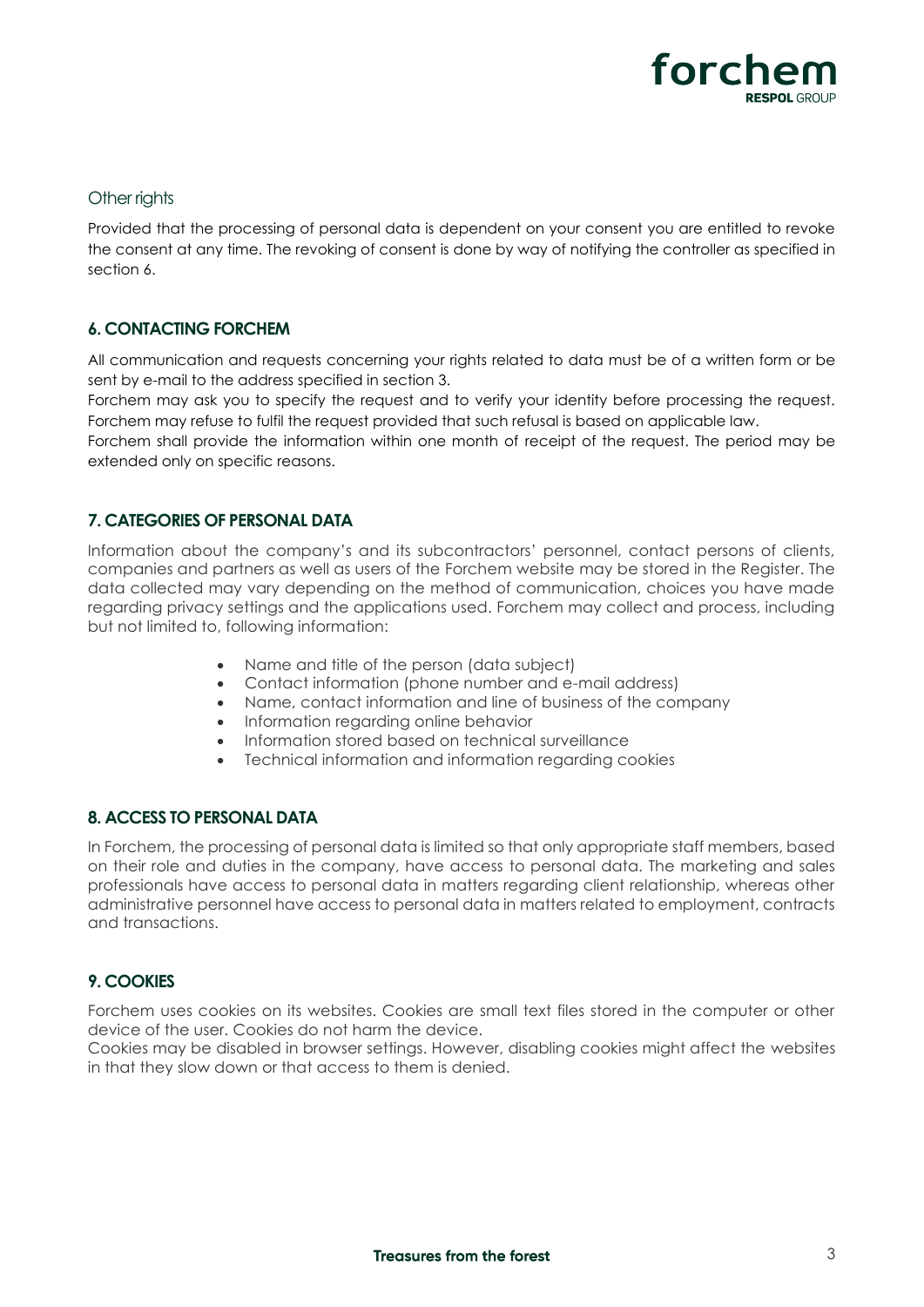### Other rights

Provided that the processing of personal data is dependent on your consent you are entitled to revoke the consent at any time. The revoking of consent is done by way of notifying the controller as specified in section 6.

## 6. CONTACTING FORCHEM

All communication and requests concerning your rights related to data must be of a written form or be sent by e-mail to the address specified in section 3.
Forchem may ask you to specify the request and to verify your identity before processing the request. Forchem may refuse to fulfil the request provided that such refusal is based on applicable law.
Forchem shall provide the information within one month of receipt of the request. The period may be extended only on specific reasons.

## 7. CATEGORIES OF PERSONAL DATA

Information about the company's and its subcontractors' personnel, contact persons of clients, companies and partners as well as users of the Forchem website may be stored in the Register. The data collected may vary depending on the method of communication, choices you have made regarding privacy settings and the applications used. Forchem may collect and process, including but not limited to, following information:

- Name and title of the person (data subject)
- Contact information (phone number and e-mail address)
- Name, contact information and line of business of the company
- Information regarding online behavior
- Information stored based on technical surveillance
- Technical information and information regarding cookies

## 8. ACCESS TO PERSONAL DATA

In Forchem, the processing of personal data is limited so that only appropriate staff members, based on their role and duties in the company, have access to personal data. The marketing and sales professionals have access to personal data in matters regarding client relationship, whereas other administrative personnel have access to personal data in matters related to employment, contracts and transactions.

## 9. COOKIES

Forchem uses cookies on its websites. Cookies are small text files stored in the computer or other device of the user. Cookies do not harm the device.
Cookies may be disabled in browser settings. However, disabling cookies might affect the websites in that they slow down or that access to them is denied.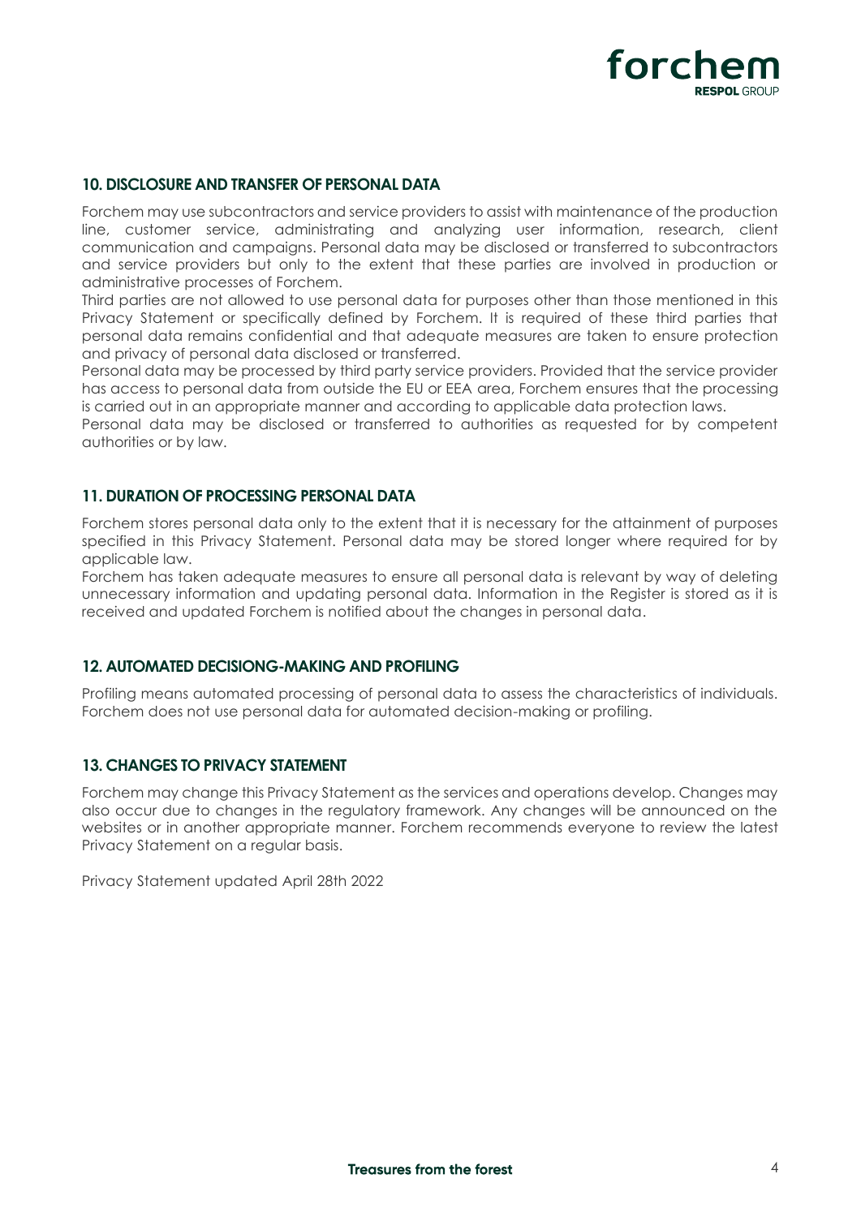## 10. DISCLOSURE AND TRANSFER OF PERSONAL DATA

Forchem may use subcontractors and service providers to assist with maintenance of the production line, customer service, administrating and analyzing user information, research, client communication and campaigns. Personal data may be disclosed or transferred to subcontractors and service providers but only to the extent that these parties are involved in production or administrative processes of Forchem.

Third parties are not allowed to use personal data for purposes other than those mentioned in this Privacy Statement or specifically defined by Forchem. It is required of these third parties that personal data remains confidential and that adequate measures are taken to ensure protection and privacy of personal data disclosed or transferred.

Personal data may be processed by third party service providers. Provided that the service provider has access to personal data from outside the EU or EEA area, Forchem ensures that the processing is carried out in an appropriate manner and according to applicable data protection laws.

Personal data may be disclosed or transferred to authorities as requested for by competent authorities or by law.

## 11. DURATION OF PROCESSING PERSONAL DATA

Forchem stores personal data only to the extent that it is necessary for the attainment of purposes specified in this Privacy Statement. Personal data may be stored longer where required for by applicable law.

Forchem has taken adequate measures to ensure all personal data is relevant by way of deleting unnecessary information and updating personal data. Information in the Register is stored as it is received and updated Forchem is notified about the changes in personal data.

## 12. AUTOMATED DECISIONG-MAKING AND PROFILING

Profiling means automated processing of personal data to assess the characteristics of individuals. Forchem does not use personal data for automated decision-making or profiling.

## 13. CHANGES TO PRIVACY STATEMENT

Forchem may change this Privacy Statement as the services and operations develop. Changes may also occur due to changes in the regulatory framework. Any changes will be announced on the websites or in another appropriate manner. Forchem recommends everyone to review the latest Privacy Statement on a regular basis.

Privacy Statement updated April 28th 2022